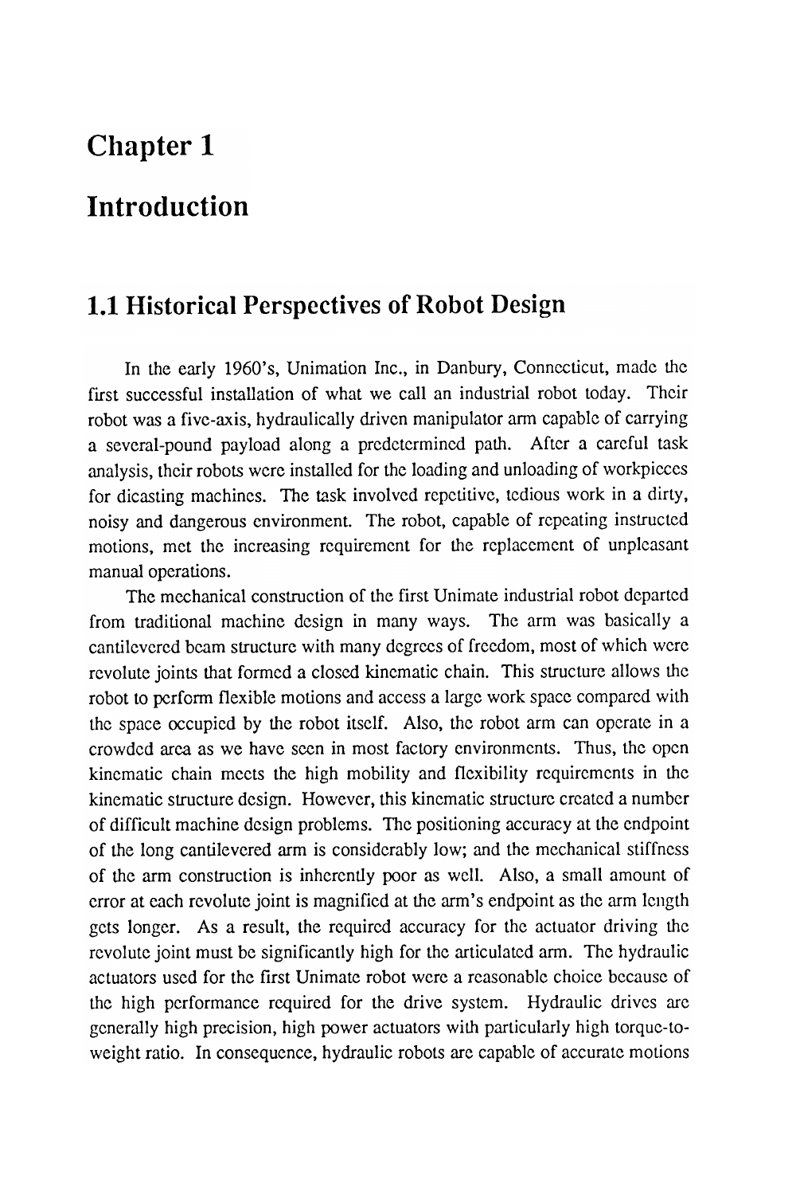# Chapter 1

# Introduction

## 1.1 Historical Perspectives of Robot Design

In the early 1960's, Unimation Inc., in Danbury, Connecticut, made the first successful installation of what we call an industrial robot today. Their robot was a five-axis, hydraulically driven manipulator arm capable of carrying a several-pound payload along a predetermined path. After a careful task analysis, their robots were installed for the loading and unloading of workpieces for dicasting machines. The task involved repetitive, tedious work in a dirty, noisy and dangerous environment. The robot, capable of repeating instructed motions, met the increasing requirement for the replacement of unpleasant manual operations.

The mechanical construction of the first Unimate industrial robot departed from traditional machine design in many ways. The arm was basically a cantilevered beam structure with many degrees of freedom, most of which were revolute joints that formed a closed kinematic chain. This structure allows the robot to perform flexible motions and access a large work space compared with the space occupied by the robot itself. Also, the robot arm can operate in a crowded area as we have seen in most factory environments. Thus, the open kinematic chain meets the high mobility and flexibility requirements in the kinematic structure design. However, this kinematic structure created a number of difficult machine design problems. The positioning accuracy at the endpoint of the long cantilevered arm is considerably low; and the mechanical stiffness of the arm construction is inherently poor as well. Also, a small amount of error at each revolute joint is magnified at the arm's endpoint as the arm length gets longer. As a result, the required accuracy for the actuator driving the revolute joint must be significantly high for the articulated arm. The hydraulic actuators used for the first Unimate robot were a reasonable choice because of the high performance required for the drive system. Hydraulic drives are generally high precision, high power actuators with particularly high torque-to-weight ratio. In consequence, hydraulic robots are capable of accurate motions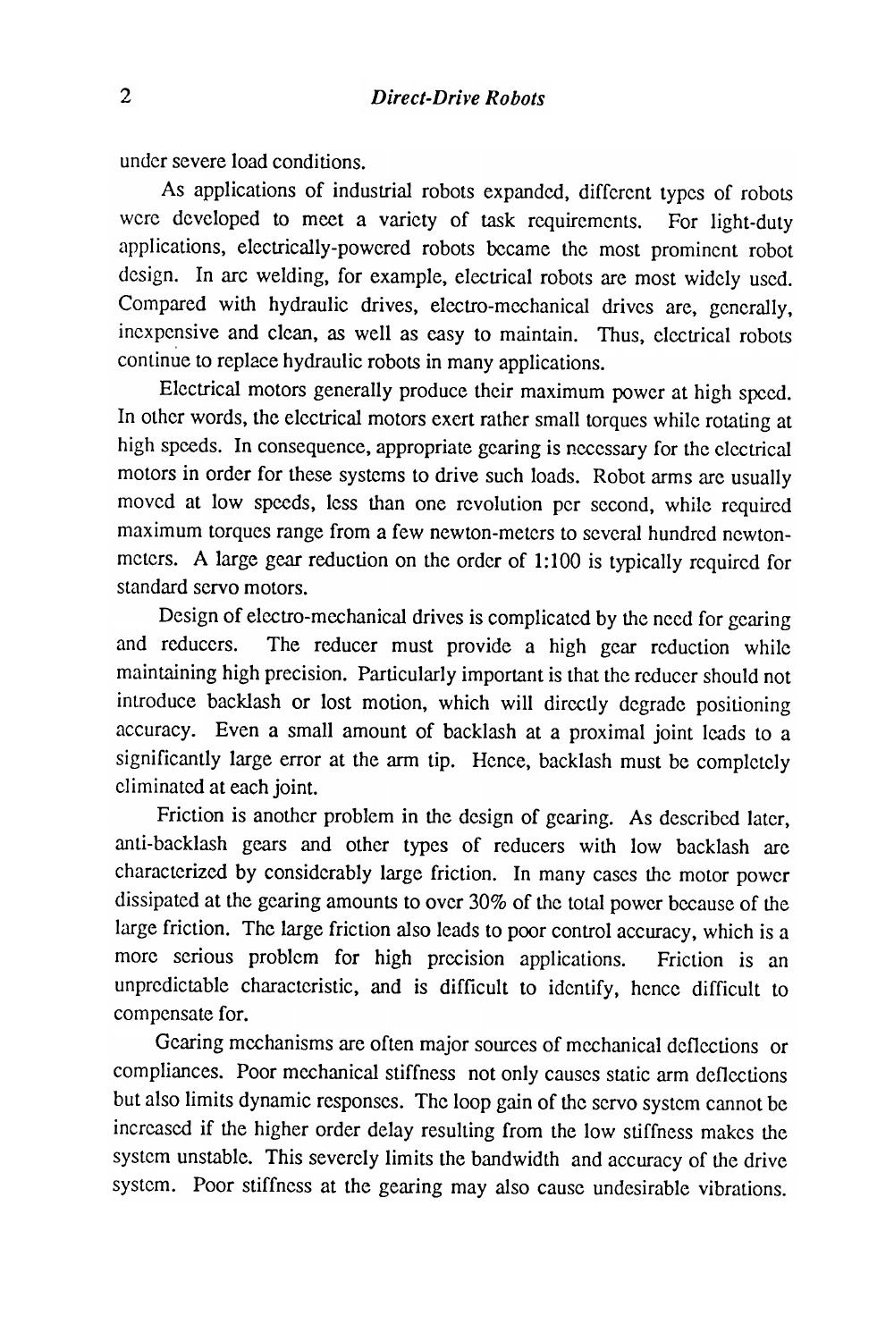under severe load conditions.

As applications of industrial robots expanded, different types of robots were developed to meet a variety of task requirements. For light-duty applications, electrically-powered robots became the most prominent robot design. In arc welding, for example, electrical robots are most widely used. Compared with hydraulic drives, electro-mechanical drives are, generally, inexpensive and clean, as well as easy to maintain. Thus, electrical robots continue to replace hydraulic robots in many applications.

Electrical motors generally produce their maximum power at high speed. In other words, the electrical motors exert rather small torques while rotating at high speeds. In consequence, appropriate gearing is necessary for the electrical motors in order for these systems to drive such loads. Robot arms are usually moved at low speeds, less than one revolution per second, while required maximum torques range from a few newton-meters to several hundred newton-meters. A large gear reduction on the order of 1:100 is typically required for standard servo motors.

Design of electro-mechanical drives is complicated by the need for gearing and reducers. The reducer must provide a high gear reduction while maintaining high precision. Particularly important is that the reducer should not introduce backlash or lost motion, which will directly degrade positioning accuracy. Even a small amount of backlash at a proximal joint leads to a significantly large error at the arm tip. Hence, backlash must be completely eliminated at each joint.

Friction is another problem in the design of gearing. As described later, anti-backlash gears and other types of reducers with low backlash are characterized by considerably large friction. In many cases the motor power dissipated at the gearing amounts to over 30% of the total power because of the large friction. The large friction also leads to poor control accuracy, which is a more serious problem for high precision applications. Friction is an unpredictable characteristic, and is difficult to identify, hence difficult to compensate for.

Gearing mechanisms are often major sources of mechanical deflections or compliances. Poor mechanical stiffness not only causes static arm deflections but also limits dynamic responses. The loop gain of the servo system cannot be increased if the higher order delay resulting from the low stiffness makes the system unstable. This severely limits the bandwidth and accuracy of the drive system. Poor stiffness at the gearing may also cause undesirable vibrations.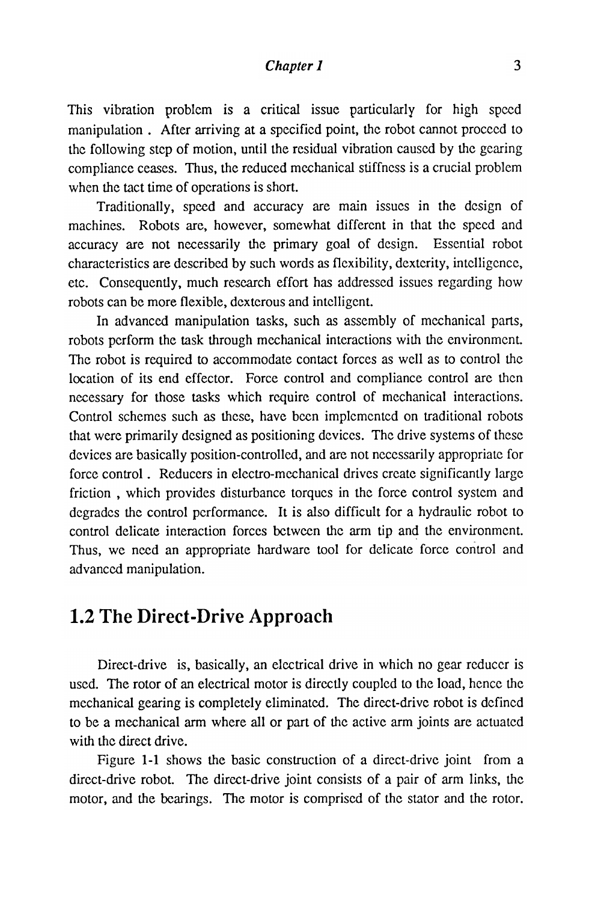This vibration problem is a critical issue particularly for high speed manipulation . After arriving at a specified point, the robot cannot proceed to the following step of motion, until the residual vibration caused by the gearing compliance ceases. Thus, the reduced mechanical stiffness is a crucial problem when the tact time of operations is short.

Traditionally, speed and accuracy are main issues in the design of machines. Robots are, however, somewhat different in that the speed and accuracy are not necessarily the primary goal of design. Essential robot characteristics are described by such words as flexibility, dexterity, intelligence, etc. Consequently, much research effort has addressed issues regarding how robots can be more flexible, dexterous and intelligent.

In advanced manipulation tasks, such as assembly of mechanical parts, robots perform the task through mechanical interactions with the environment. The robot is required to accommodate contact forces as well as to control the location of its end effector. Force control and compliance control are then necessary for those tasks which require control of mechanical interactions. Control schemes such as these, have been implemented on traditional robots that were primarily designed as positioning devices. The drive systems of these devices are basically position-controlled, and are not necessarily appropriate for force control . Reducers in electro-mechanical drives create significantly large friction , which provides disturbance torques in the force control system and degrades the control performance. It is also difficult for a hydraulic robot to control delicate interaction forces between the arm tip and the environment. Thus, we need an appropriate hardware tool for delicate force control and advanced manipulation.

## 1.2 The Direct-Drive Approach

Direct-drive is, basically, an electrical drive in which no gear reducer is used. The rotor of an electrical motor is directly coupled to the load, hence the mechanical gearing is completely eliminated. The direct-drive robot is defined to be a mechanical arm where all or part of the active arm joints are actuated with the direct drive.

Figure 1-1 shows the basic construction of a direct-drive joint from a direct-drive robot. The direct-drive joint consists of a pair of arm links, the motor, and the bearings. The motor is comprised of the stator and the rotor.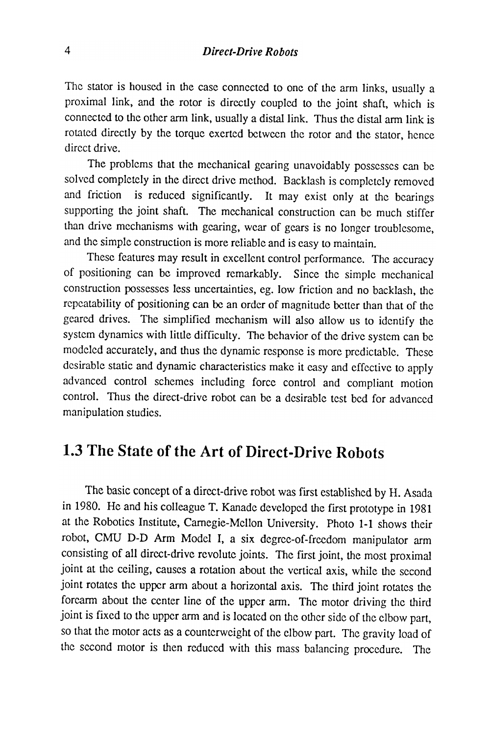The stator is housed in the case connected to one of the arm links, usually a proximal link, and the rotor is directly coupled to the joint shaft, which is connected to the other arm link, usually a distal link. Thus the distal arm link is rotated directly by the torque exerted between the rotor and the stator, hence direct drive.

The problems that the mechanical gearing unavoidably possesses can be solved completely in the direct drive method. Backlash is completely removed and friction is reduced significantly. It may exist only at the bearings supporting the joint shaft. The mechanical construction can be much stiffer than drive mechanisms with gearing, wear of gears is no longer troublesome, and the simple construction is more reliable and is easy to maintain.

These features may result in excellent control performance. The accuracy of positioning can be improved remarkably. Since the simple mechanical construction possesses less uncertainties, eg. low friction and no backlash, the repeatability of positioning can be an order of magnitude better than that of the geared drives. The simplified mechanism will also allow us to identify the system dynamics with little difficulty. The behavior of the drive system can be modeled accurately, and thus the dynamic response is more predictable. These desirable static and dynamic characteristics make it easy and effective to apply advanced control schemes including force control and compliant motion control. Thus the direct-drive robot can be a desirable test bed for advanced manipulation studies.

## 1.3 The State of the Art of Direct-Drive Robots

The basic concept of a direct-drive robot was first established by H. Asada in 1980. He and his colleague T. Kanade developed the first prototype in 1981 at the Robotics Institute, Carnegie-Mellon University. Photo 1-1 shows their robot, CMU D-D Arm Model I, a six degree-of-freedom manipulator arm consisting of all direct-drive revolute joints. The first joint, the most proximal joint at the ceiling, causes a rotation about the vertical axis, while the second joint rotates the upper arm about a horizontal axis. The third joint rotates the forearm about the center line of the upper arm. The motor driving the third joint is fixed to the upper arm and is located on the other side of the elbow part, so that the motor acts as a counterweight of the elbow part. The gravity load of the second motor is then reduced with this mass balancing procedure. The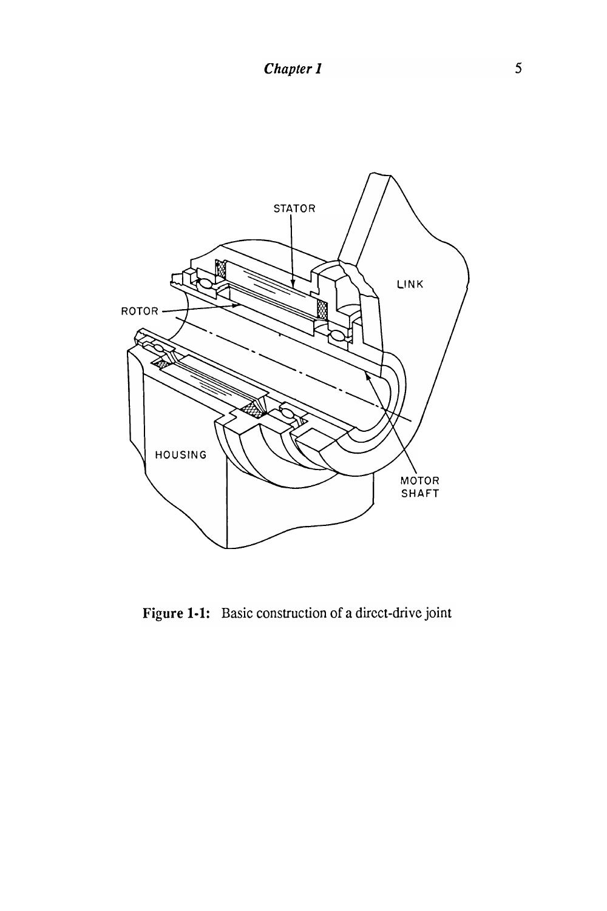Figure 1-1: Basic construction of a direct-drive joint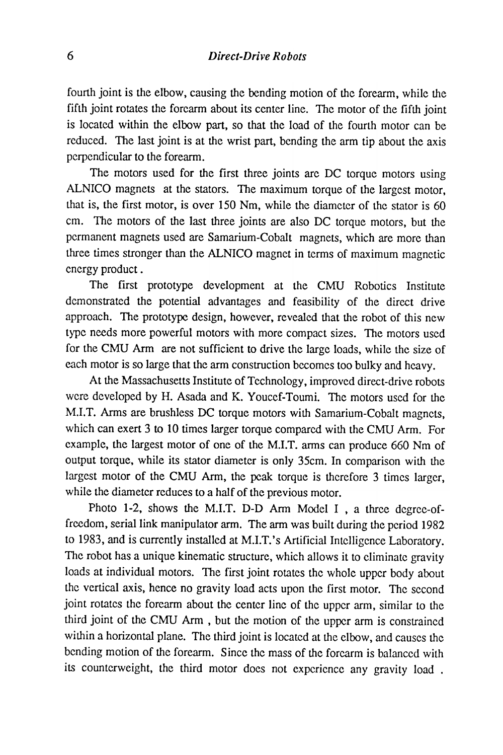fourth joint is the elbow, causing the bending motion of the forearm, while the fifth joint rotates the forearm about its center line. The motor of the fifth joint is located within the elbow part, so that the load of the fourth motor can be reduced. The last joint is at the wrist part, bending the arm tip about the axis perpendicular to the forearm.

The motors used for the first three joints are DC torque motors using ALNICO magnets at the stators. The maximum torque of the largest motor, that is, the first motor, is over 150 Nm, while the diameter of the stator is 60 cm. The motors of the last three joints are also DC torque motors, but the permanent magnets used are Samarium-Cobalt magnets, which are more than three times stronger than the ALNICO magnet in terms of maximum magnetic energy product.

The first prototype development at the CMU Robotics Institute demonstrated the potential advantages and feasibility of the direct drive approach. The prototype design, however, revealed that the robot of this new type needs more powerful motors with more compact sizes. The motors used for the CMU Arm are not sufficient to drive the large loads, while the size of each motor is so large that the arm construction becomes too bulky and heavy.

At the Massachusetts Institute of Technology, improved direct-drive robots were developed by H. Asada and K. Youcef-Toumi. The motors used for the M.I.T. Arms are brushless DC torque motors with Samarium-Cobalt magnets, which can exert 3 to 10 times larger torque compared with the CMU Arm. For example, the largest motor of one of the M.I.T. arms can produce 660 Nm of output torque, while its stator diameter is only 35cm. In comparison with the largest motor of the CMU Arm, the peak torque is therefore 3 times larger, while the diameter reduces to a half of the previous motor.

Photo 1-2, shows the M.I.T. D-D Arm Model I , a three degree-of-freedom, serial link manipulator arm. The arm was built during the period 1982 to 1983, and is currently installed at M.I.T.'s Artificial Intelligence Laboratory. The robot has a unique kinematic structure, which allows it to eliminate gravity loads at individual motors. The first joint rotates the whole upper body about the vertical axis, hence no gravity load acts upon the first motor. The second joint rotates the forearm about the center line of the upper arm, similar to the third joint of the CMU Arm , but the motion of the upper arm is constrained within a horizontal plane. The third joint is located at the elbow, and causes the bending motion of the forearm. Since the mass of the forearm is balanced with its counterweight, the third motor does not experience any gravity load .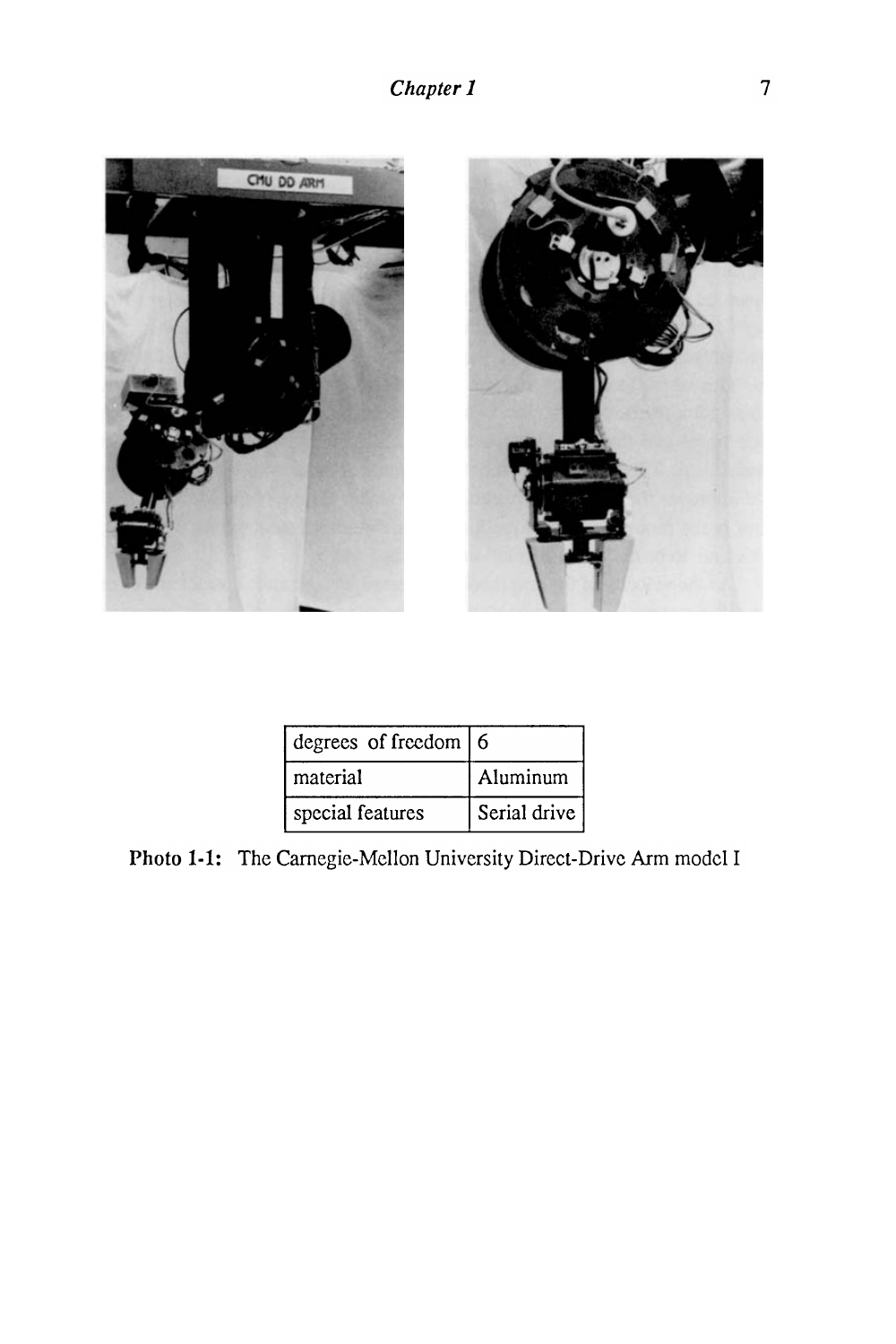| degrees of freedom | 6 |
|---|---|
| material | Aluminum |
| special features | Serial drive |

**Photo 1-1:** The Carnegie-Mellon University Direct-Drive Arm model I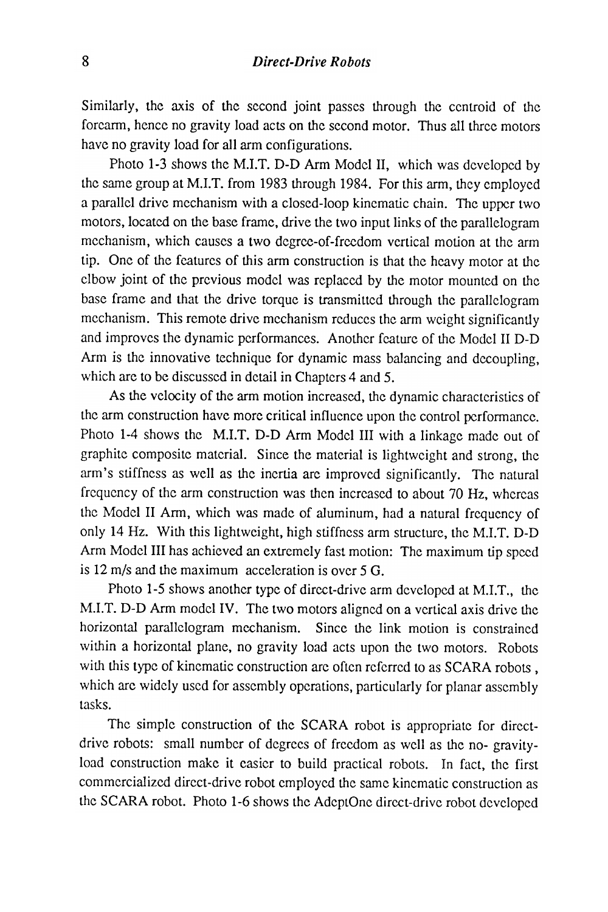Similarly, the axis of the second joint passes through the centroid of the forearm, hence no gravity load acts on the second motor. Thus all three motors have no gravity load for all arm configurations.

Photo 1-3 shows the M.I.T. D-D Arm Model II, which was developed by the same group at M.I.T. from 1983 through 1984. For this arm, they employed a parallel drive mechanism with a closed-loop kinematic chain. The upper two motors, located on the base frame, drive the two input links of the parallelogram mechanism, which causes a two degree-of-freedom vertical motion at the arm tip. One of the features of this arm construction is that the heavy motor at the elbow joint of the previous model was replaced by the motor mounted on the base frame and that the drive torque is transmitted through the parallelogram mechanism. This remote drive mechanism reduces the arm weight significantly and improves the dynamic performances. Another feature of the Model II D-D Arm is the innovative technique for dynamic mass balancing and decoupling, which are to be discussed in detail in Chapters 4 and 5.

As the velocity of the arm motion increased, the dynamic characteristics of the arm construction have more critical influence upon the control performance. Photo 1-4 shows the M.I.T. D-D Arm Model III with a linkage made out of graphite composite material. Since the material is lightweight and strong, the arm's stiffness as well as the inertia are improved significantly. The natural frequency of the arm construction was then increased to about 70 Hz, whereas the Model II Arm, which was made of aluminum, had a natural frequency of only 14 Hz. With this lightweight, high stiffness arm structure, the M.I.T. D-D Arm Model III has achieved an extremely fast motion: The maximum tip speed is 12 m/s and the maximum acceleration is over 5 G.

Photo 1-5 shows another type of direct-drive arm developed at M.I.T., the M.I.T. D-D Arm model IV. The two motors aligned on a vertical axis drive the horizontal parallelogram mechanism. Since the link motion is constrained within a horizontal plane, no gravity load acts upon the two motors. Robots with this type of kinematic construction are often referred to as SCARA robots , which are widely used for assembly operations, particularly for planar assembly tasks.

The simple construction of the SCARA robot is appropriate for direct-drive robots: small number of degrees of freedom as well as the no- gravity-load construction make it easier to build practical robots. In fact, the first commercialized direct-drive robot employed the same kinematic construction as the SCARA robot. Photo 1-6 shows the AdeptOne direct-drive robot developed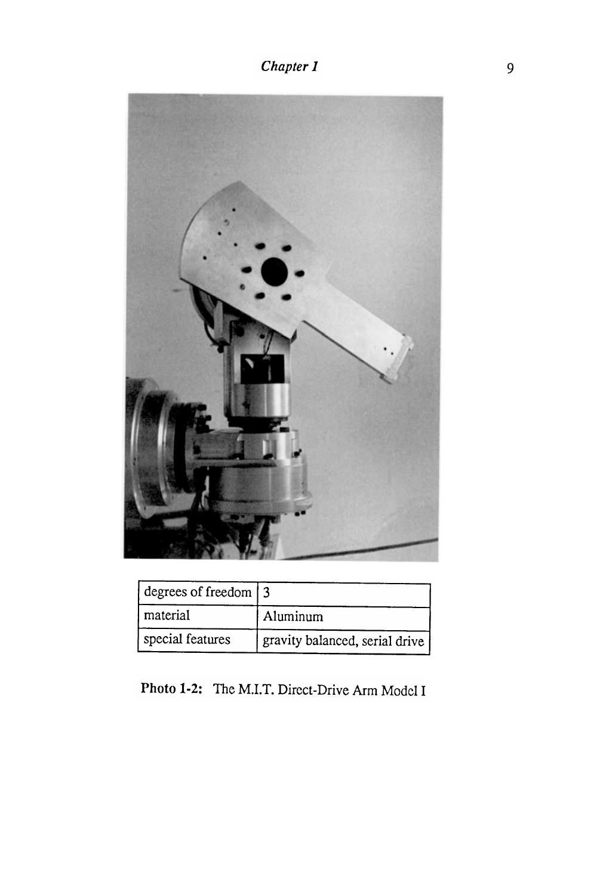| degrees of freedom | 3 |
|---|---|
| material | Aluminum |
| special features | gravity balanced, serial drive |

**Photo 1-2:** The M.I.T. Direct-Drive Arm Model I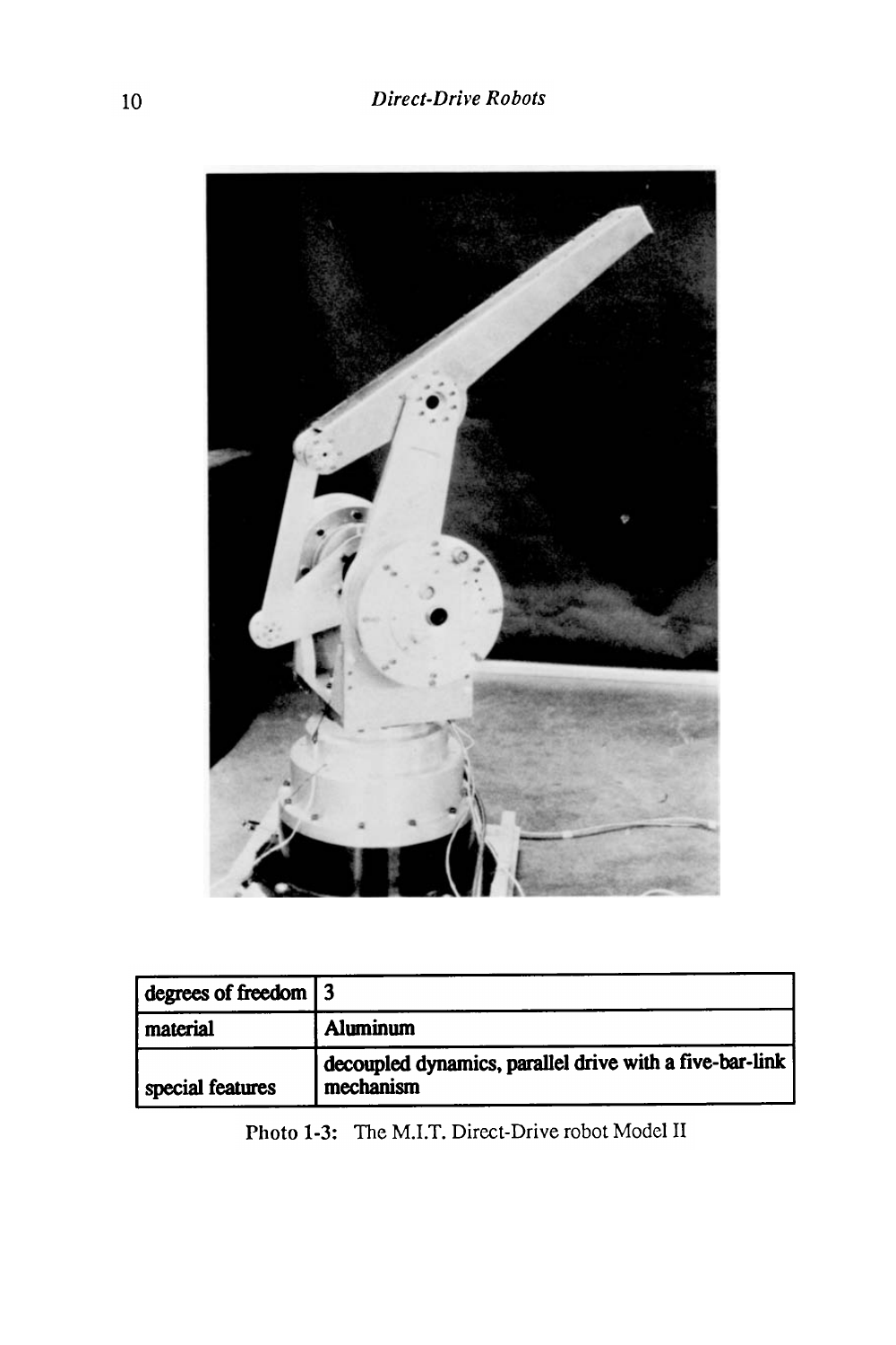| degrees of freedom | 3 |
|---|---|
| material | Aluminum |
| special features | decoupled dynamics, parallel drive with a five-bar-link mechanism |

Photo 1-3: The M.I.T. Direct-Drive robot Model II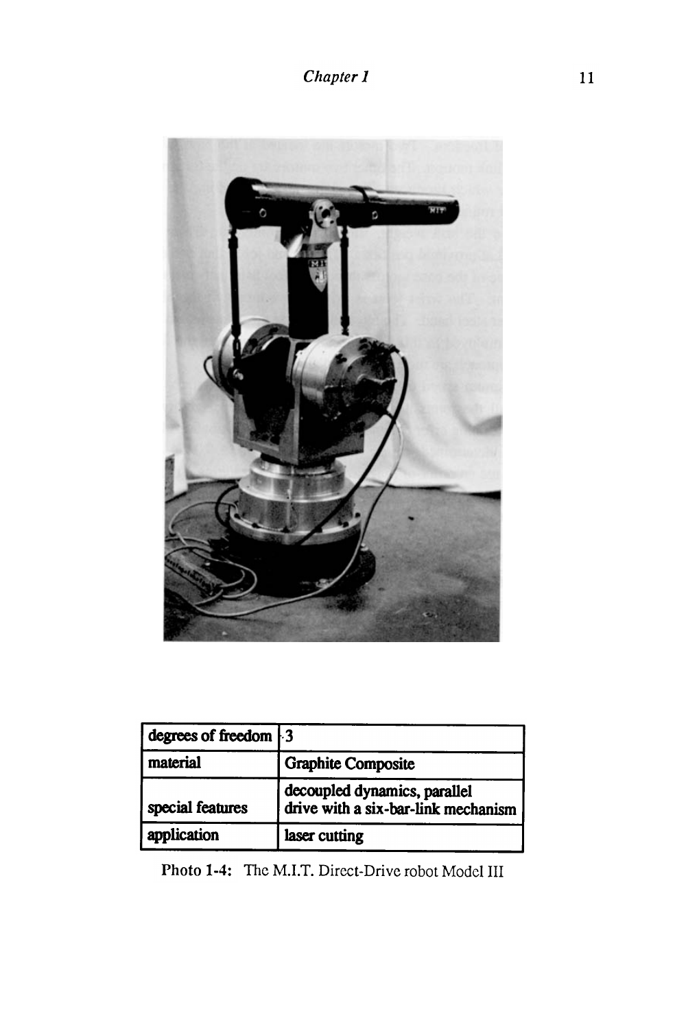| degrees of freedom | 3 |
|---|---|
| material | Graphite Composite |
| special features | decoupled dynamics, parallel drive with a six-bar-link mechanism |
| application | laser cutting |

**Photo 1-4:** The M.I.T. Direct-Drive robot Model III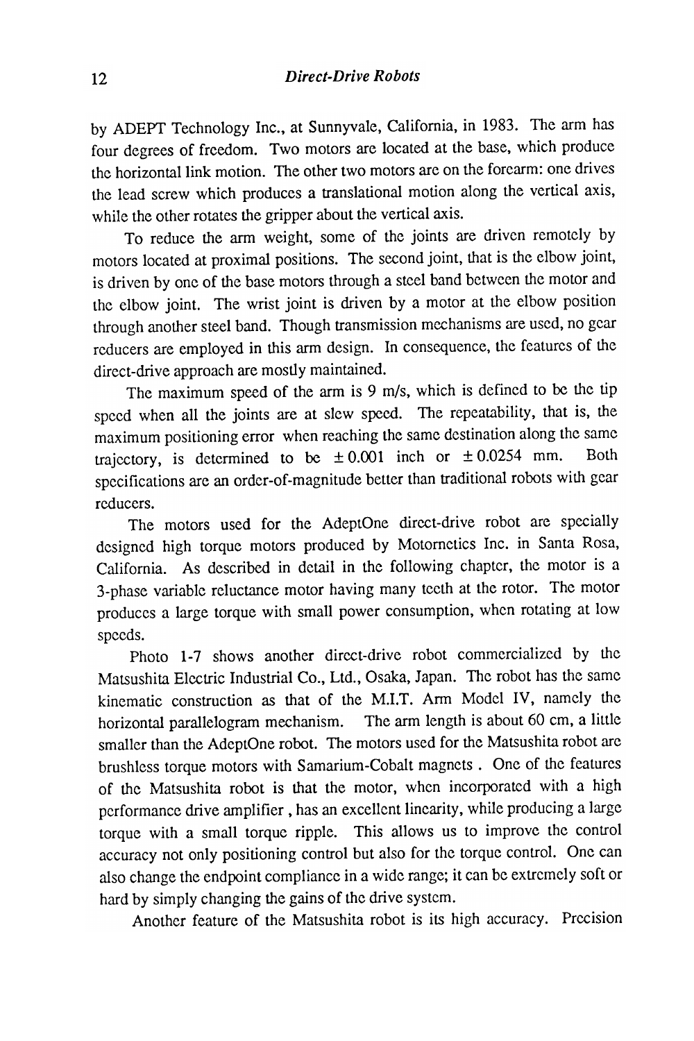by ADEPT Technology Inc., at Sunnyvale, California, in 1983. The arm has four degrees of freedom. Two motors are located at the base, which produce the horizontal link motion. The other two motors are on the forearm: one drives the lead screw which produces a translational motion along the vertical axis, while the other rotates the gripper about the vertical axis.

To reduce the arm weight, some of the joints are driven remotely by motors located at proximal positions. The second joint, that is the elbow joint, is driven by one of the base motors through a steel band between the motor and the elbow joint. The wrist joint is driven by a motor at the elbow position through another steel band. Though transmission mechanisms are used, no gear reducers are employed in this arm design. In consequence, the features of the direct-drive approach are mostly maintained.

The maximum speed of the arm is 9 m/s, which is defined to be the tip speed when all the joints are at slew speed. The repeatability, that is, the maximum positioning error when reaching the same destination along the same trajectory, is determined to be $\pm 0.001$ inch or $\pm 0.0254$ mm. Both specifications are an order-of-magnitude better than traditional robots with gear reducers.

The motors used for the AdeptOne direct-drive robot are specially designed high torque motors produced by Motornetics Inc. in Santa Rosa, California. As described in detail in the following chapter, the motor is a 3-phase variable reluctance motor having many teeth at the rotor. The motor produces a large torque with small power consumption, when rotating at low speeds.

Photo 1-7 shows another direct-drive robot commercialized by the Matsushita Electric Industrial Co., Ltd., Osaka, Japan. The robot has the same kinematic construction as that of the M.I.T. Arm Model IV, namely the horizontal parallelogram mechanism. The arm length is about 60 cm, a little smaller than the AdeptOne robot. The motors used for the Matsushita robot are brushless torque motors with Samarium-Cobalt magnets . One of the features of the Matsushita robot is that the motor, when incorporated with a high performance drive amplifier , has an excellent linearity, while producing a large torque with a small torque ripple. This allows us to improve the control accuracy not only positioning control but also for the torque control. One can also change the endpoint compliance in a wide range; it can be extremely soft or hard by simply changing the gains of the drive system.

Another feature of the Matsushita robot is its high accuracy. Precision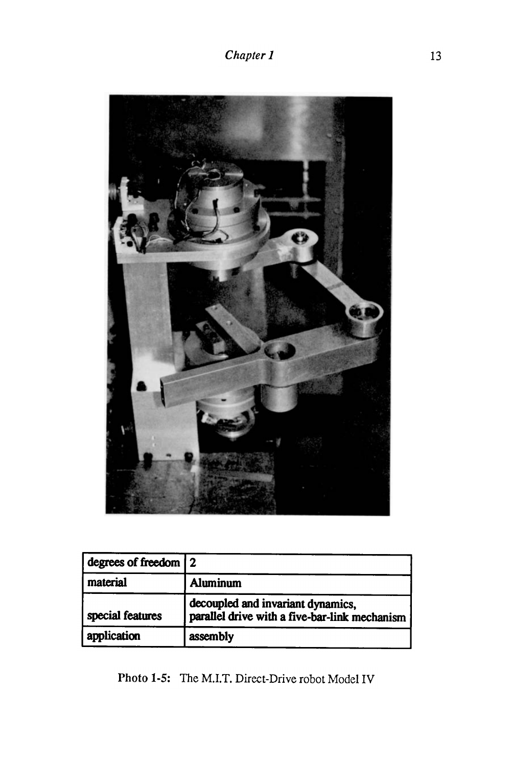| degrees of freedom | 2 |
|---|---|
| material | Aluminum |
| special features | decoupled and invariant dynamics, parallel drive with a five-bar-link mechanism |
| application | assembly |

**Photo 1-5:** The M.I.T. Direct-Drive robot Model IV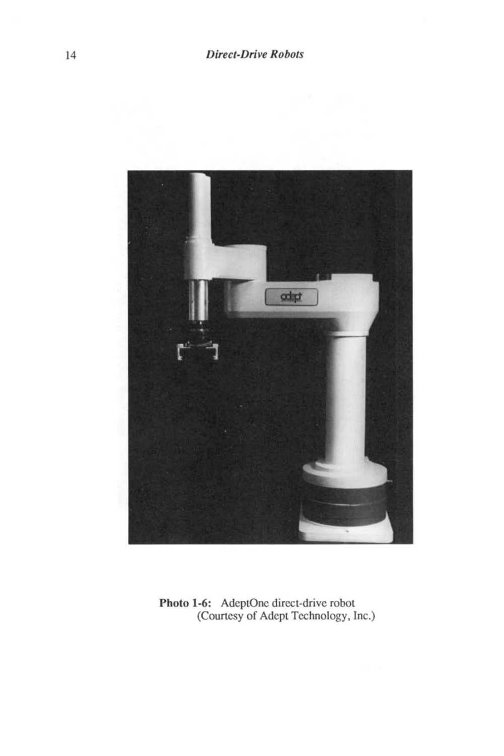**Photo 1-6:** AdeptOne direct-drive robot
(Courtesy of Adept Technology, Inc.)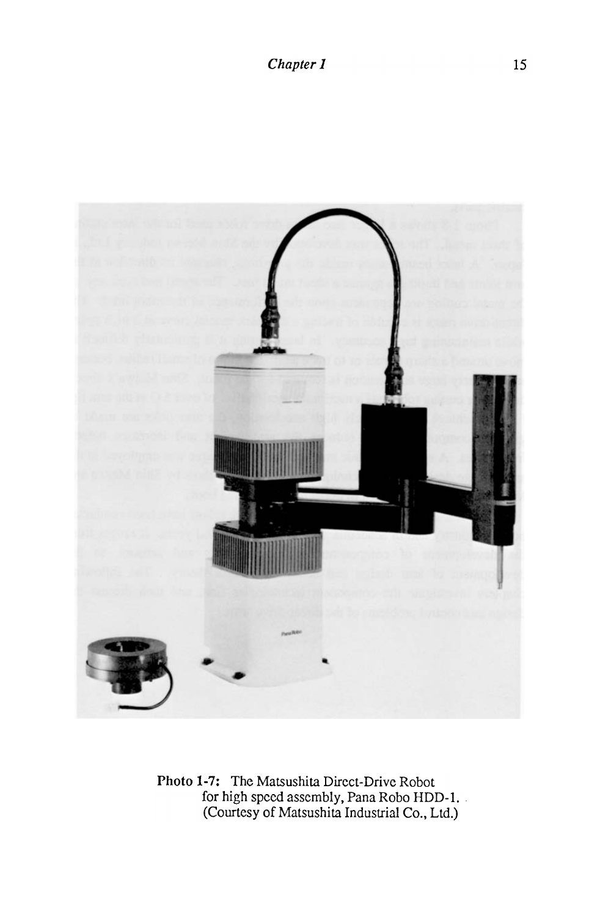**Photo 1-7:** The Matsushita Direct-Drive Robot for high speed assembly, Pana Robo HDD-1. (Courtesy of Matsushita Industrial Co., Ltd.)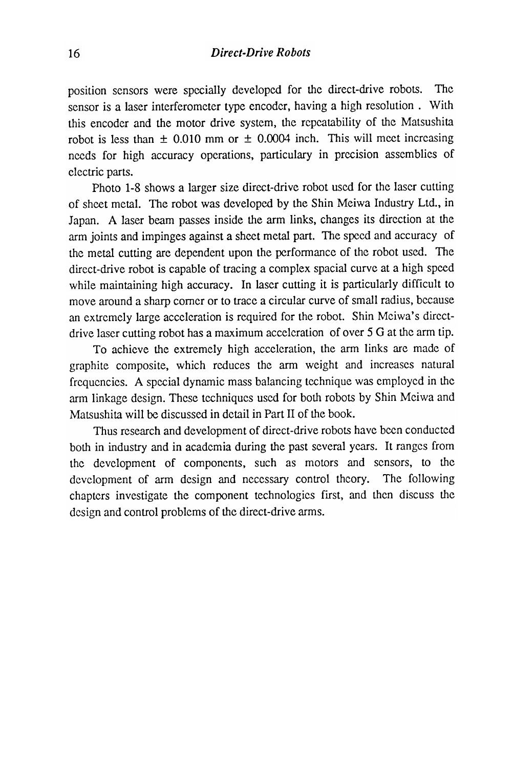position sensors were specially developed for the direct-drive robots. The sensor is a laser interferometer type encoder, having a high resolution . With this encoder and the motor drive system, the repeatability of the Matsushita robot is less than $\pm$ 0.010 mm or $\pm$ 0.0004 inch. This will meet increasing needs for high accuracy operations, particulary in precision assemblies of electric parts.

Photo 1-8 shows a larger size direct-drive robot used for the laser cutting of sheet metal. The robot was developed by the Shin Meiwa Industry Ltd., in Japan. A laser beam passes inside the arm links, changes its direction at the arm joints and impinges against a sheet metal part. The speed and accuracy of the metal cutting are dependent upon the performance of the robot used. The direct-drive robot is capable of tracing a complex spacial curve at a high speed while maintaining high accuracy. In laser cutting it is particularly difficult to move around a sharp corner or to trace a circular curve of small radius, because an extremely large acceleration is required for the robot. Shin Meiwa's direct-drive laser cutting robot has a maximum acceleration of over 5 G at the arm tip.

To achieve the extremely high acceleration, the arm links are made of graphite composite, which reduces the arm weight and increases natural frequencies. A special dynamic mass balancing technique was employed in the arm linkage design. These techniques used for both robots by Shin Meiwa and Matsushita will be discussed in detail in Part II of the book.

Thus research and development of direct-drive robots have been conducted both in industry and in academia during the past several years. It ranges from the development of components, such as motors and sensors, to the development of arm design and necessary control theory. The following chapters investigate the component technologies first, and then discuss the design and control problems of the direct-drive arms.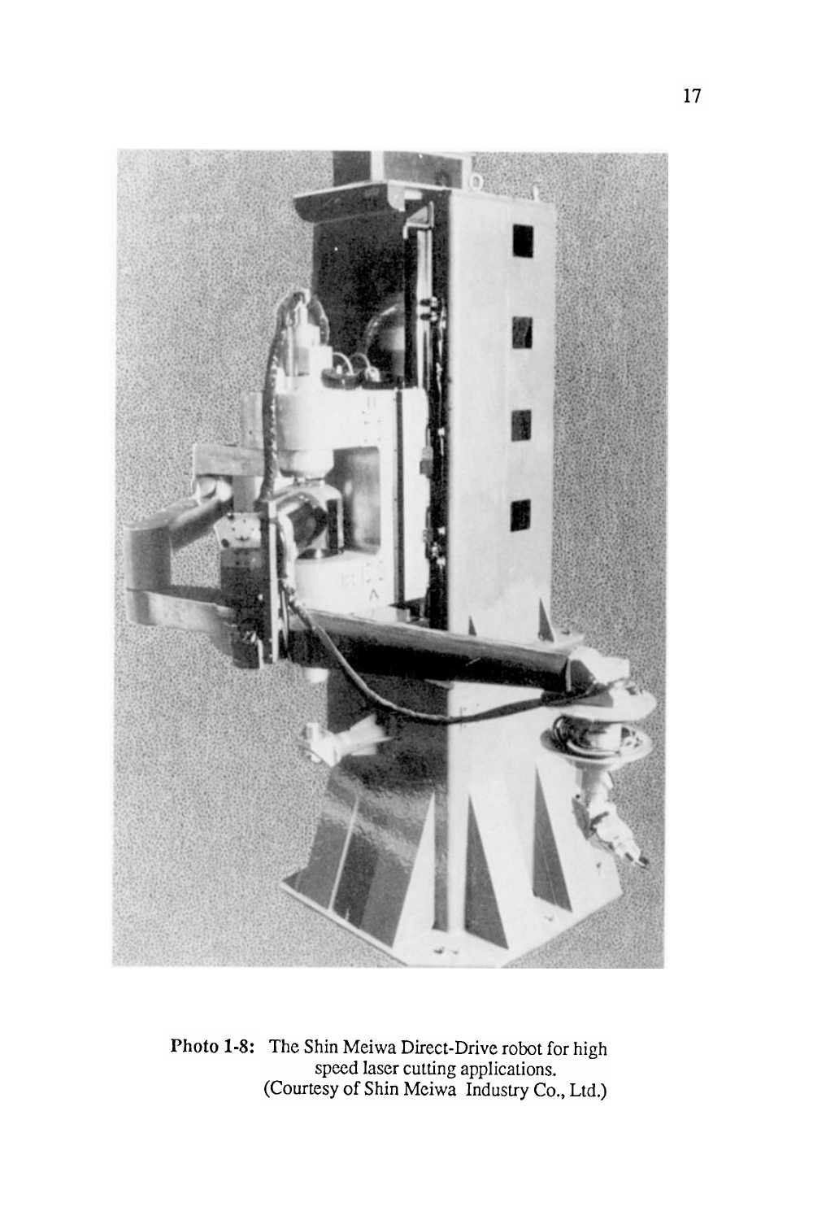**Photo 1-8:** The Shin Meiwa Direct-Drive robot for high speed laser cutting applications. (Courtesy of Shin Meiwa Industry Co., Ltd.)